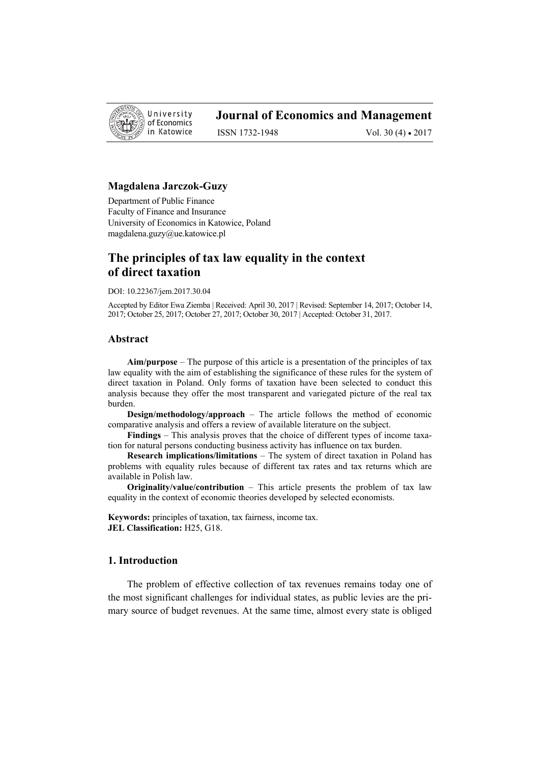University of Economics in Katowice

# Journal of Economics and Management

ISSN 1732-1948 Vol. 30 (4) • 2017

**Magdalena Jarczok-Guzy**

Department of Public Finance
Faculty of Finance and Insurance
University of Economics in Katowice, Poland
magdalena.guzy@ue.katowice.pl

## The principles of tax law equality in the context of direct taxation

DOI: 10.22367/jem.2017.30.04

Accepted by Editor Ewa Ziemba | Received: April 30, 2017 | Revised: September 14, 2017; October 14, 2017; October 25, 2017; October 27, 2017; October 30, 2017 | Accepted: October 31, 2017.

### Abstract

**Aim/purpose** – The purpose of this article is a presentation of the principles of tax law equality with the aim of establishing the significance of these rules for the system of direct taxation in Poland. Only forms of taxation have been selected to conduct this analysis because they offer the most transparent and variegated picture of the real tax burden.

**Design/methodology/approach** – The article follows the method of economic comparative analysis and offers a review of available literature on the subject.

**Findings** – This analysis proves that the choice of different types of income taxation for natural persons conducting business activity has influence on tax burden.

**Research implications/limitations** – The system of direct taxation in Poland has problems with equality rules because of different tax rates and tax returns which are available in Polish law.

**Originality/value/contribution** – This article presents the problem of tax law equality in the context of economic theories developed by selected economists.

**Keywords:** principles of taxation, tax fairness, income tax.
**JEL Classification:** H25, G18.

### 1. Introduction

The problem of effective collection of tax revenues remains today one of the most significant challenges for individual states, as public levies are the primary source of budget revenues. At the same time, almost every state is obliged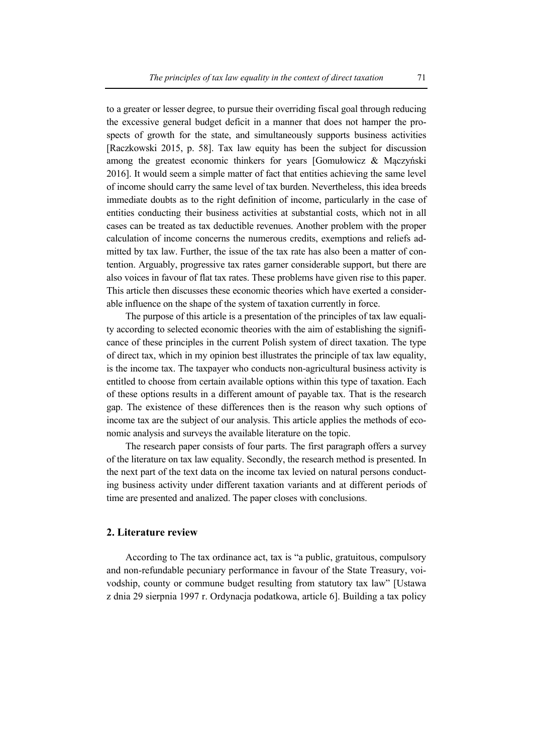to a greater or lesser degree, to pursue their overriding fiscal goal through reducing the excessive general budget deficit in a manner that does not hamper the prospects of growth for the state, and simultaneously supports business activities [Raczkowski 2015, p. 58]. Tax law equity has been the subject for discussion among the greatest economic thinkers for years [Gomułowicz & Mączyński 2016]. It would seem a simple matter of fact that entities achieving the same level of income should carry the same level of tax burden. Nevertheless, this idea breeds immediate doubts as to the right definition of income, particularly in the case of entities conducting their business activities at substantial costs, which not in all cases can be treated as tax deductible revenues. Another problem with the proper calculation of income concerns the numerous credits, exemptions and reliefs admitted by tax law. Further, the issue of the tax rate has also been a matter of contention. Arguably, progressive tax rates garner considerable support, but there are also voices in favour of flat tax rates. These problems have given rise to this paper. This article then discusses these economic theories which have exerted a considerable influence on the shape of the system of taxation currently in force.

The purpose of this article is a presentation of the principles of tax law equality according to selected economic theories with the aim of establishing the significance of these principles in the current Polish system of direct taxation. The type of direct tax, which in my opinion best illustrates the principle of tax law equality, is the income tax. The taxpayer who conducts non-agricultural business activity is entitled to choose from certain available options within this type of taxation. Each of these options results in a different amount of payable tax. That is the research gap. The existence of these differences then is the reason why such options of income tax are the subject of our analysis. This article applies the methods of economic analysis and surveys the available literature on the topic.

The research paper consists of four parts. The first paragraph offers a survey of the literature on tax law equality. Secondly, the research method is presented. In the next part of the text data on the income tax levied on natural persons conducting business activity under different taxation variants and at different periods of time are presented and analized. The paper closes with conclusions.

## 2. Literature review

According to The tax ordinance act, tax is "a public, gratuitous, compulsory and non-refundable pecuniary performance in favour of the State Treasury, voivodship, county or commune budget resulting from statutory tax law" [Ustawa z dnia 29 sierpnia 1997 r. Ordynacja podatkowa, article 6]. Building a tax policy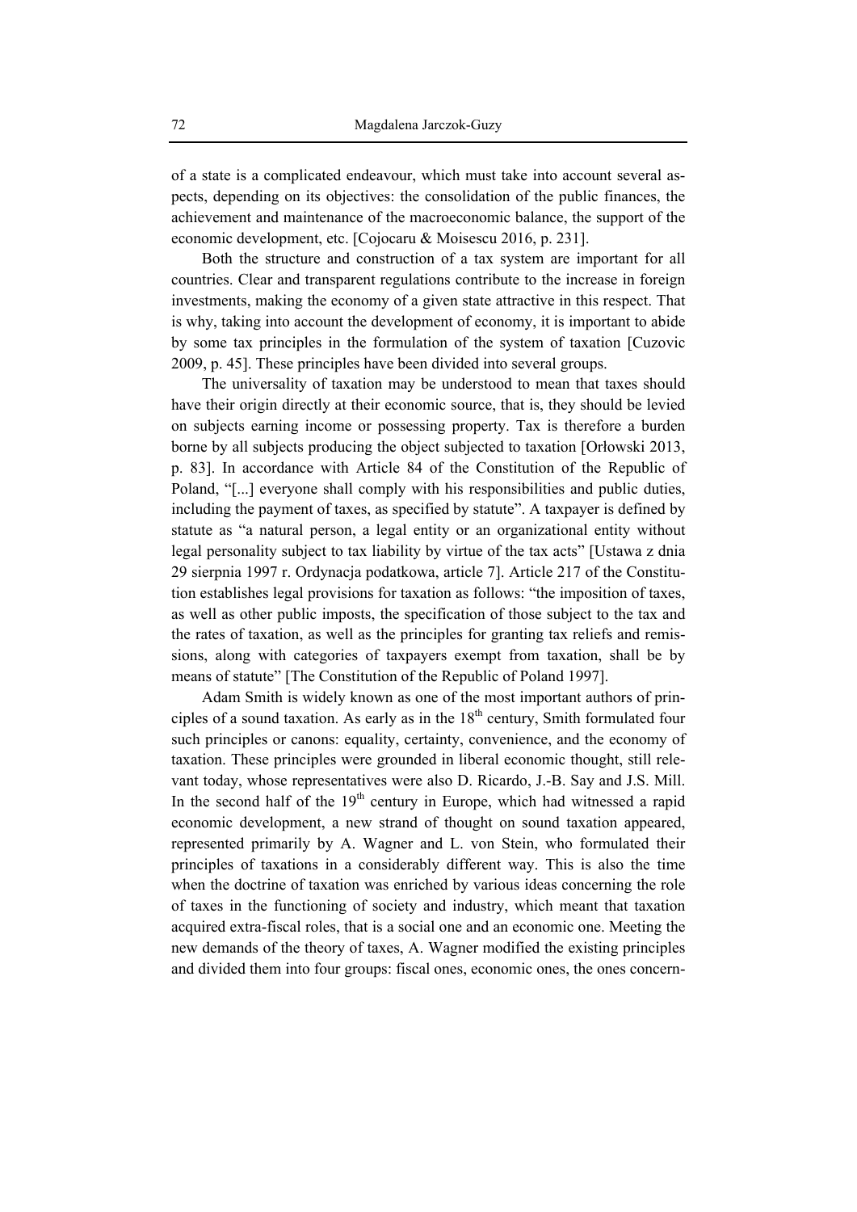of a state is a complicated endeavour, which must take into account several aspects, depending on its objectives: the consolidation of the public finances, the achievement and maintenance of the macroeconomic balance, the support of the economic development, etc. [Cojocaru & Moisescu 2016, p. 231].

Both the structure and construction of a tax system are important for all countries. Clear and transparent regulations contribute to the increase in foreign investments, making the economy of a given state attractive in this respect. That is why, taking into account the development of economy, it is important to abide by some tax principles in the formulation of the system of taxation [Cuzovic 2009, p. 45]. These principles have been divided into several groups.

The universality of taxation may be understood to mean that taxes should have their origin directly at their economic source, that is, they should be levied on subjects earning income or possessing property. Tax is therefore a burden borne by all subjects producing the object subjected to taxation [Orłowski 2013, p. 83]. In accordance with Article 84 of the Constitution of the Republic of Poland, "[...] everyone shall comply with his responsibilities and public duties, including the payment of taxes, as specified by statute". A taxpayer is defined by statute as "a natural person, a legal entity or an organizational entity without legal personality subject to tax liability by virtue of the tax acts" [Ustawa z dnia 29 sierpnia 1997 r. Ordynacja podatkowa, article 7]. Article 217 of the Constitution establishes legal provisions for taxation as follows: "the imposition of taxes, as well as other public imposts, the specification of those subject to the tax and the rates of taxation, as well as the principles for granting tax reliefs and remissions, along with categories of taxpayers exempt from taxation, shall be by means of statute" [The Constitution of the Republic of Poland 1997].

Adam Smith is widely known as one of the most important authors of principles of a sound taxation. As early as in the 18th century, Smith formulated four such principles or canons: equality, certainty, convenience, and the economy of taxation. These principles were grounded in liberal economic thought, still relevant today, whose representatives were also D. Ricardo, J.-B. Say and J.S. Mill. In the second half of the 19th century in Europe, which had witnessed a rapid economic development, a new strand of thought on sound taxation appeared, represented primarily by A. Wagner and L. von Stein, who formulated their principles of taxations in a considerably different way. This is also the time when the doctrine of taxation was enriched by various ideas concerning the role of taxes in the functioning of society and industry, which meant that taxation acquired extra-fiscal roles, that is a social one and an economic one. Meeting the new demands of the theory of taxes, A. Wagner modified the existing principles and divided them into four groups: fiscal ones, economic ones, the ones concern-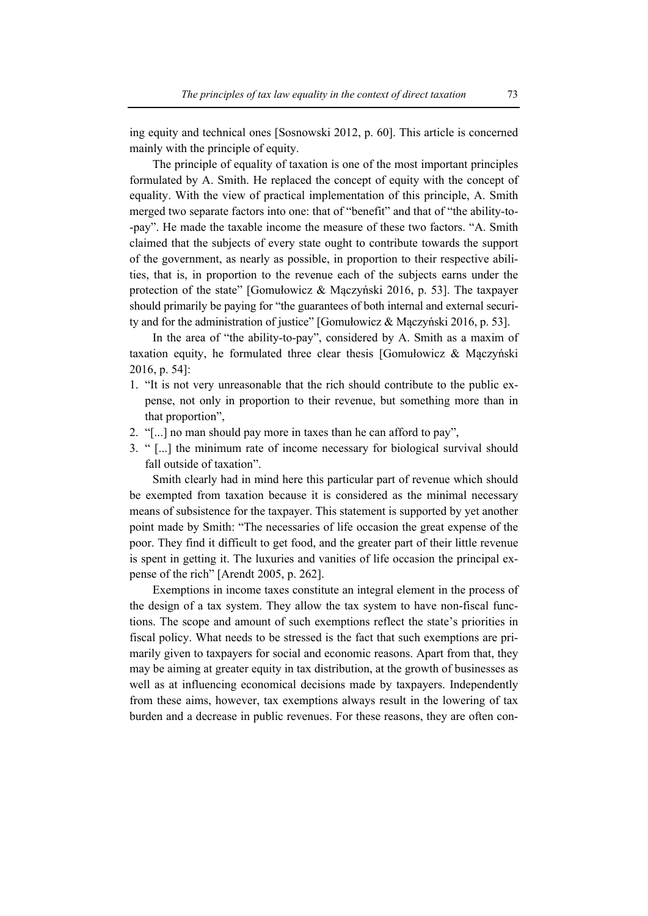ing equity and technical ones [Sosnowski 2012, p. 60]. This article is concerned mainly with the principle of equity.

The principle of equality of taxation is one of the most important principles formulated by A. Smith. He replaced the concept of equity with the concept of equality. With the view of practical implementation of this principle, A. Smith merged two separate factors into one: that of "benefit" and that of "the ability-to-pay". He made the taxable income the measure of these two factors. "A. Smith claimed that the subjects of every state ought to contribute towards the support of the government, as nearly as possible, in proportion to their respective abilities, that is, in proportion to the revenue each of the subjects earns under the protection of the state" [Gomułowicz & Mączyński 2016, p. 53]. The taxpayer should primarily be paying for "the guarantees of both internal and external security and for the administration of justice" [Gomułowicz & Mączyński 2016, p. 53].

In the area of "the ability-to-pay", considered by A. Smith as a maxim of taxation equity, he formulated three clear thesis [Gomułowicz & Mączyński 2016, p. 54]:

1. "It is not very unreasonable that the rich should contribute to the public expense, not only in proportion to their revenue, but something more than in that proportion",
2. "[...] no man should pay more in taxes than he can afford to pay",
3. " [...] the minimum rate of income necessary for biological survival should fall outside of taxation".

Smith clearly had in mind here this particular part of revenue which should be exempted from taxation because it is considered as the minimal necessary means of subsistence for the taxpayer. This statement is supported by yet another point made by Smith: "The necessaries of life occasion the great expense of the poor. They find it difficult to get food, and the greater part of their little revenue is spent in getting it. The luxuries and vanities of life occasion the principal expense of the rich" [Arendt 2005, p. 262].

Exemptions in income taxes constitute an integral element in the process of the design of a tax system. They allow the tax system to have non-fiscal functions. The scope and amount of such exemptions reflect the state's priorities in fiscal policy. What needs to be stressed is the fact that such exemptions are primarily given to taxpayers for social and economic reasons. Apart from that, they may be aiming at greater equity in tax distribution, at the growth of businesses as well as at influencing economical decisions made by taxpayers. Independently from these aims, however, tax exemptions always result in the lowering of tax burden and a decrease in public revenues. For these reasons, they are often con-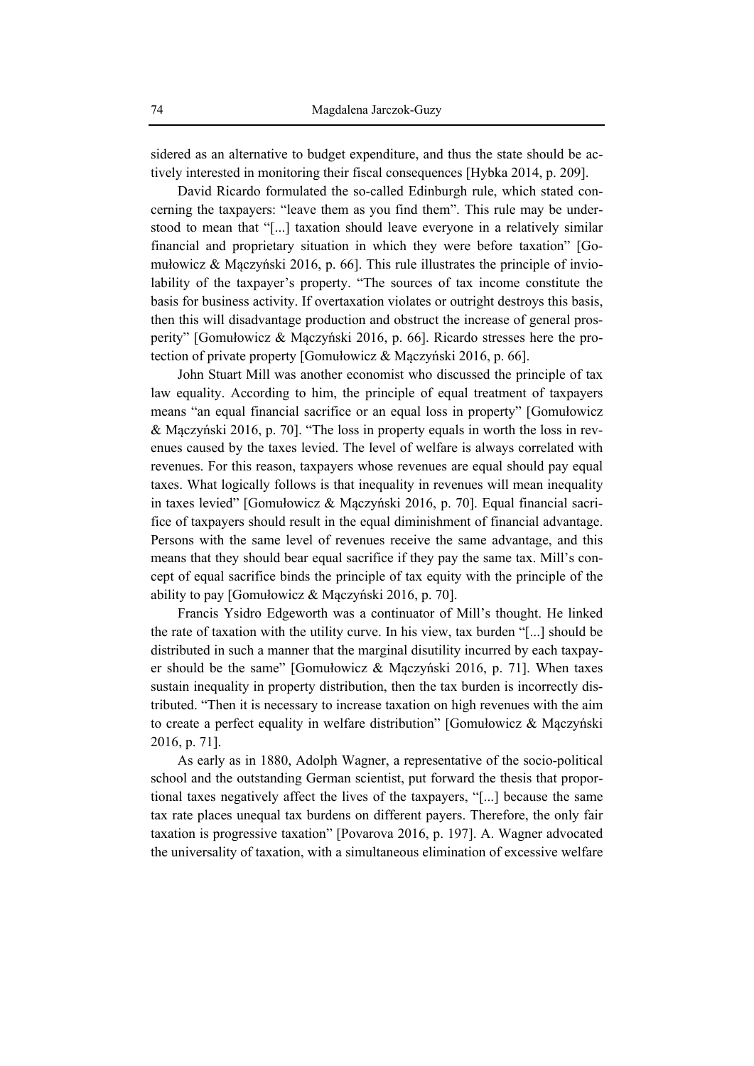sidered as an alternative to budget expenditure, and thus the state should be actively interested in monitoring their fiscal consequences [Hybka 2014, p. 209].

David Ricardo formulated the so-called Edinburgh rule, which stated concerning the taxpayers: "leave them as you find them". This rule may be understood to mean that "[...] taxation should leave everyone in a relatively similar financial and proprietary situation in which they were before taxation" [Gomułowicz & Mączyński 2016, p. 66]. This rule illustrates the principle of inviolability of the taxpayer's property. "The sources of tax income constitute the basis for business activity. If overtaxation violates or outright destroys this basis, then this will disadvantage production and obstruct the increase of general prosperity" [Gomułowicz & Mączyński 2016, p. 66]. Ricardo stresses here the protection of private property [Gomułowicz & Mączyński 2016, p. 66].

John Stuart Mill was another economist who discussed the principle of tax law equality. According to him, the principle of equal treatment of taxpayers means "an equal financial sacrifice or an equal loss in property" [Gomułowicz & Mączyński 2016, p. 70]. "The loss in property equals in worth the loss in revenues caused by the taxes levied. The level of welfare is always correlated with revenues. For this reason, taxpayers whose revenues are equal should pay equal taxes. What logically follows is that inequality in revenues will mean inequality in taxes levied" [Gomułowicz & Mączyński 2016, p. 70]. Equal financial sacrifice of taxpayers should result in the equal diminishment of financial advantage. Persons with the same level of revenues receive the same advantage, and this means that they should bear equal sacrifice if they pay the same tax. Mill's concept of equal sacrifice binds the principle of tax equity with the principle of the ability to pay [Gomułowicz & Mączyński 2016, p. 70].

Francis Ysidro Edgeworth was a continuator of Mill's thought. He linked the rate of taxation with the utility curve. In his view, tax burden "[...] should be distributed in such a manner that the marginal disutility incurred by each taxpayer should be the same" [Gomułowicz & Mączyński 2016, p. 71]. When taxes sustain inequality in property distribution, then the tax burden is incorrectly distributed. "Then it is necessary to increase taxation on high revenues with the aim to create a perfect equality in welfare distribution" [Gomułowicz & Mączyński 2016, p. 71].

As early as in 1880, Adolph Wagner, a representative of the socio-political school and the outstanding German scientist, put forward the thesis that proportional taxes negatively affect the lives of the taxpayers, "[...] because the same tax rate places unequal tax burdens on different payers. Therefore, the only fair taxation is progressive taxation" [Povarova 2016, p. 197]. A. Wagner advocated the universality of taxation, with a simultaneous elimination of excessive welfare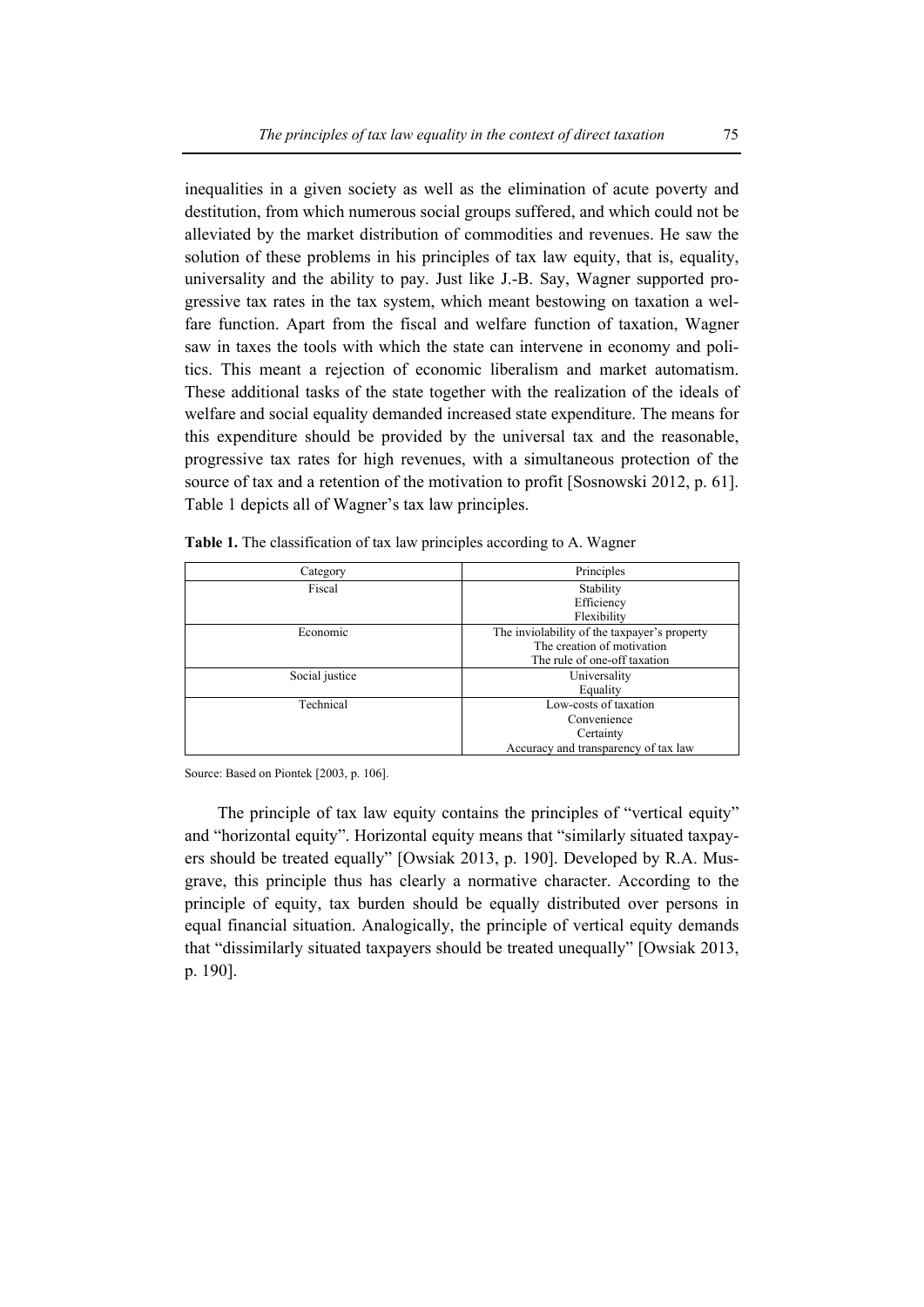inequalities in a given society as well as the elimination of acute poverty and destitution, from which numerous social groups suffered, and which could not be alleviated by the market distribution of commodities and revenues. He saw the solution of these problems in his principles of tax law equity, that is, equality, universality and the ability to pay. Just like J.-B. Say, Wagner supported progressive tax rates in the tax system, which meant bestowing on taxation a welfare function. Apart from the fiscal and welfare function of taxation, Wagner saw in taxes the tools with which the state can intervene in economy and politics. This meant a rejection of economic liberalism and market automatism. These additional tasks of the state together with the realization of the ideals of welfare and social equality demanded increased state expenditure. The means for this expenditure should be provided by the universal tax and the reasonable, progressive tax rates for high revenues, with a simultaneous protection of the source of tax and a retention of the motivation to profit [Sosnowski 2012, p. 61]. Table 1 depicts all of Wagner's tax law principles.

**Table 1.** The classification of tax law principles according to A. Wagner

| Category | Principles |
|---|---|
| Fiscal | Stability<br>Efficiency<br>Flexibility |
| Economic | The inviolability of the taxpayer's property<br>The creation of motivation<br>The rule of one-off taxation |
| Social justice | Universality<br>Equality |
| Technical | Low-costs of taxation<br>Convenience<br>Certainty<br>Accuracy and transparency of tax law |

Source: Based on Piontek [2003, p. 106].

The principle of tax law equity contains the principles of "vertical equity" and "horizontal equity". Horizontal equity means that "similarly situated taxpayers should be treated equally" [Owsiak 2013, p. 190]. Developed by R.A. Musgrave, this principle thus has clearly a normative character. According to the principle of equity, tax burden should be equally distributed over persons in equal financial situation. Analogically, the principle of vertical equity demands that "dissimilarly situated taxpayers should be treated unequally" [Owsiak 2013, p. 190].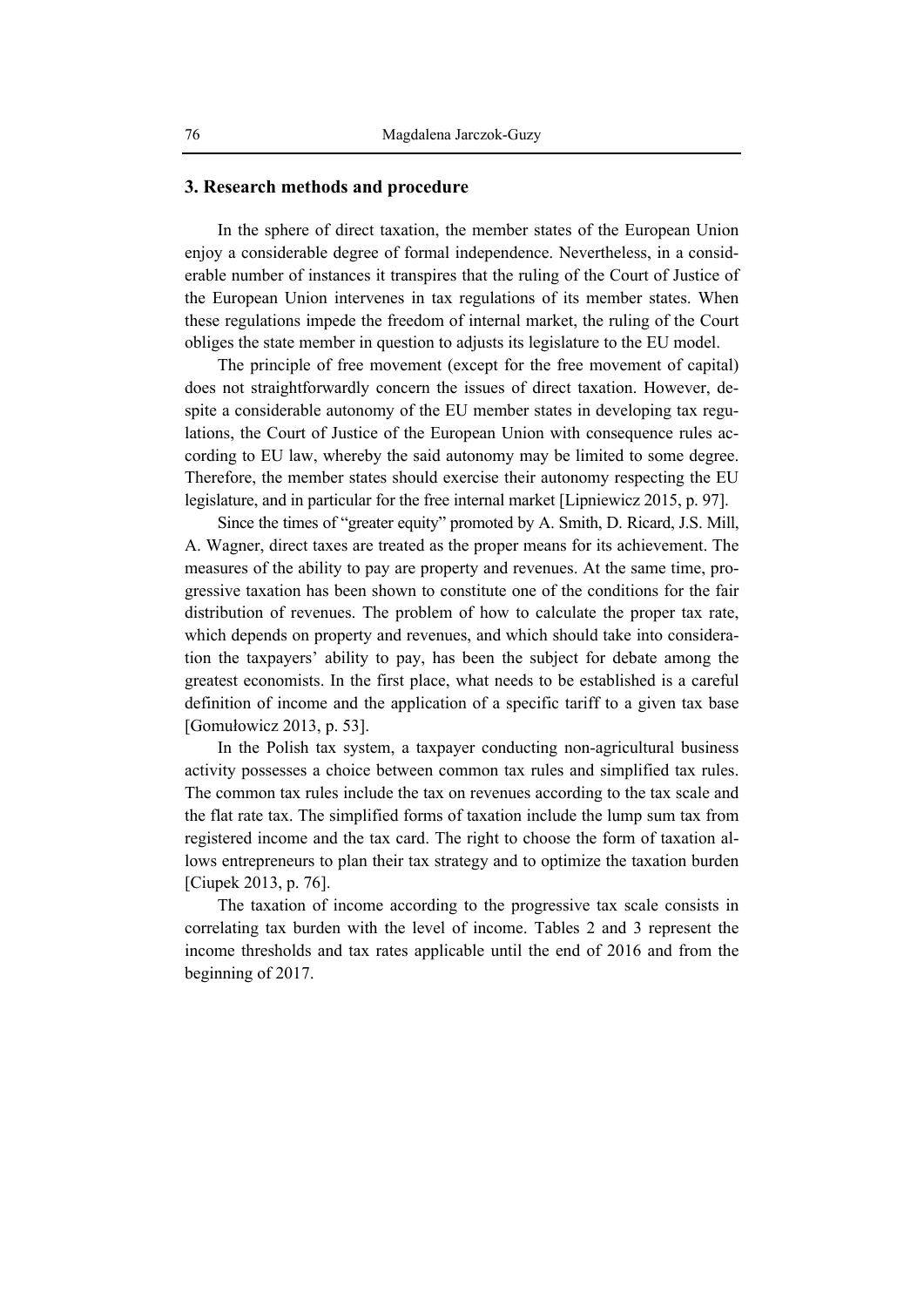## 3. Research methods and procedure

In the sphere of direct taxation, the member states of the European Union enjoy a considerable degree of formal independence. Nevertheless, in a considerable number of instances it transpires that the ruling of the Court of Justice of the European Union intervenes in tax regulations of its member states. When these regulations impede the freedom of internal market, the ruling of the Court obliges the state member in question to adjusts its legislature to the EU model.

The principle of free movement (except for the free movement of capital) does not straightforwardly concern the issues of direct taxation. However, despite a considerable autonomy of the EU member states in developing tax regulations, the Court of Justice of the European Union with consequence rules according to EU law, whereby the said autonomy may be limited to some degree. Therefore, the member states should exercise their autonomy respecting the EU legislature, and in particular for the free internal market [Lipniewicz 2015, p. 97].

Since the times of "greater equity" promoted by A. Smith, D. Ricard, J.S. Mill, A. Wagner, direct taxes are treated as the proper means for its achievement. The measures of the ability to pay are property and revenues. At the same time, progressive taxation has been shown to constitute one of the conditions for the fair distribution of revenues. The problem of how to calculate the proper tax rate, which depends on property and revenues, and which should take into consideration the taxpayers' ability to pay, has been the subject for debate among the greatest economists. In the first place, what needs to be established is a careful definition of income and the application of a specific tariff to a given tax base [Gomułowicz 2013, p. 53].

In the Polish tax system, a taxpayer conducting non-agricultural business activity possesses a choice between common tax rules and simplified tax rules. The common tax rules include the tax on revenues according to the tax scale and the flat rate tax. The simplified forms of taxation include the lump sum tax from registered income and the tax card. The right to choose the form of taxation allows entrepreneurs to plan their tax strategy and to optimize the taxation burden [Ciupek 2013, p. 76].

The taxation of income according to the progressive tax scale consists in correlating tax burden with the level of income. Tables 2 and 3 represent the income thresholds and tax rates applicable until the end of 2016 and from the beginning of 2017.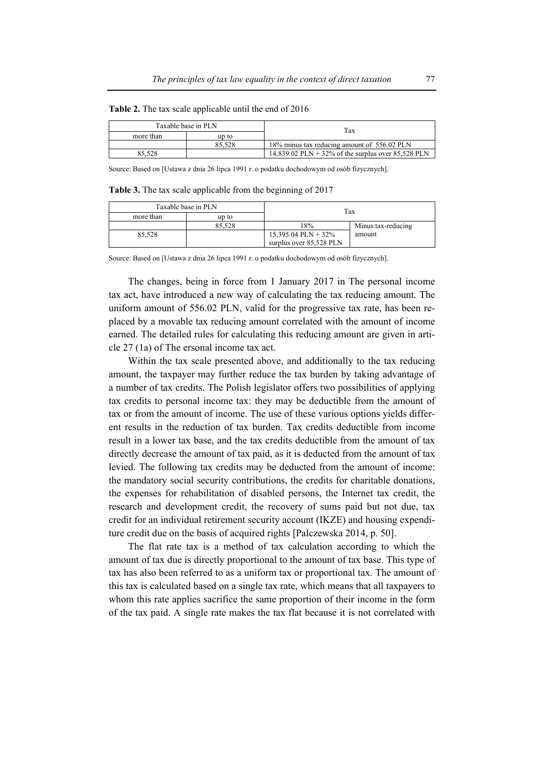**Table 2.** The tax scale applicable until the end of 2016

| Taxable base in PLN | | Tax |
|---|---|---|
| more than | up to | |
| | 85,528 | 18% minus tax reducing amount of 556.02 PLN |
| 85,528 | | 14,839.02 PLN + 32% of the surplus over 85,528 PLN |

Source: Based on [Ustawa z dnia 26 lipca 1991 r. o podatku dochodowym od osób fizycznych].

**Table 3.** The tax scale applicable from the beginning of 2017

| Taxable base in PLN | | Tax | |
|---|---|---|---|
| more than | up to | | |
| | 85,528 | 18% | Minus tax-reducing amount |
| 85,528 | | 15,395.04 PLN + 32% surplus over 85,528 PLN | |

Source: Based on [Ustawa z dnia 26 lipca 1991 r. o podatku dochodowym od osób fizycznych].

The changes, being in force from 1 January 2017 in The personal income tax act, have introduced a new way of calculating the tax reducing amount. The uniform amount of 556.02 PLN, valid for the progressive tax rate, has been replaced by a movable tax reducing amount correlated with the amount of income earned. The detailed rules for calculating this reducing amount are given in article 27 (1a) of The ersonal income tax act.

Within the tax scale presented above, and additionally to the tax reducing amount, the taxpayer may further reduce the tax burden by taking advantage of a number of tax credits. The Polish legislator offers two possibilities of applying tax credits to personal income tax: they may be deductible from the amount of tax or from the amount of income. The use of these various options yields different results in the reduction of tax burden. Tax credits deductible from income result in a lower tax base, and the tax credits deductible from the amount of tax directly decrease the amount of tax paid, as it is deducted from the amount of tax levied. The following tax credits may be deducted from the amount of income: the mandatory social security contributions, the credits for charitable donations, the expenses for rehabilitation of disabled persons, the Internet tax credit, the research and development credit, the recovery of sums paid but not due, tax credit for an individual retirement security account (IKZE) and housing expenditure credit due on the basis of acquired rights [Palczewska 2014, p. 50].

The flat rate tax is a method of tax calculation according to which the amount of tax due is directly proportional to the amount of tax base. This type of tax has also been referred to as a uniform tax or proportional tax. The amount of this tax is calculated based on a single tax rate, which means that all taxpayers to whom this rate applies sacrifice the same proportion of their income in the form of the tax paid. A single rate makes the tax flat because it is not correlated with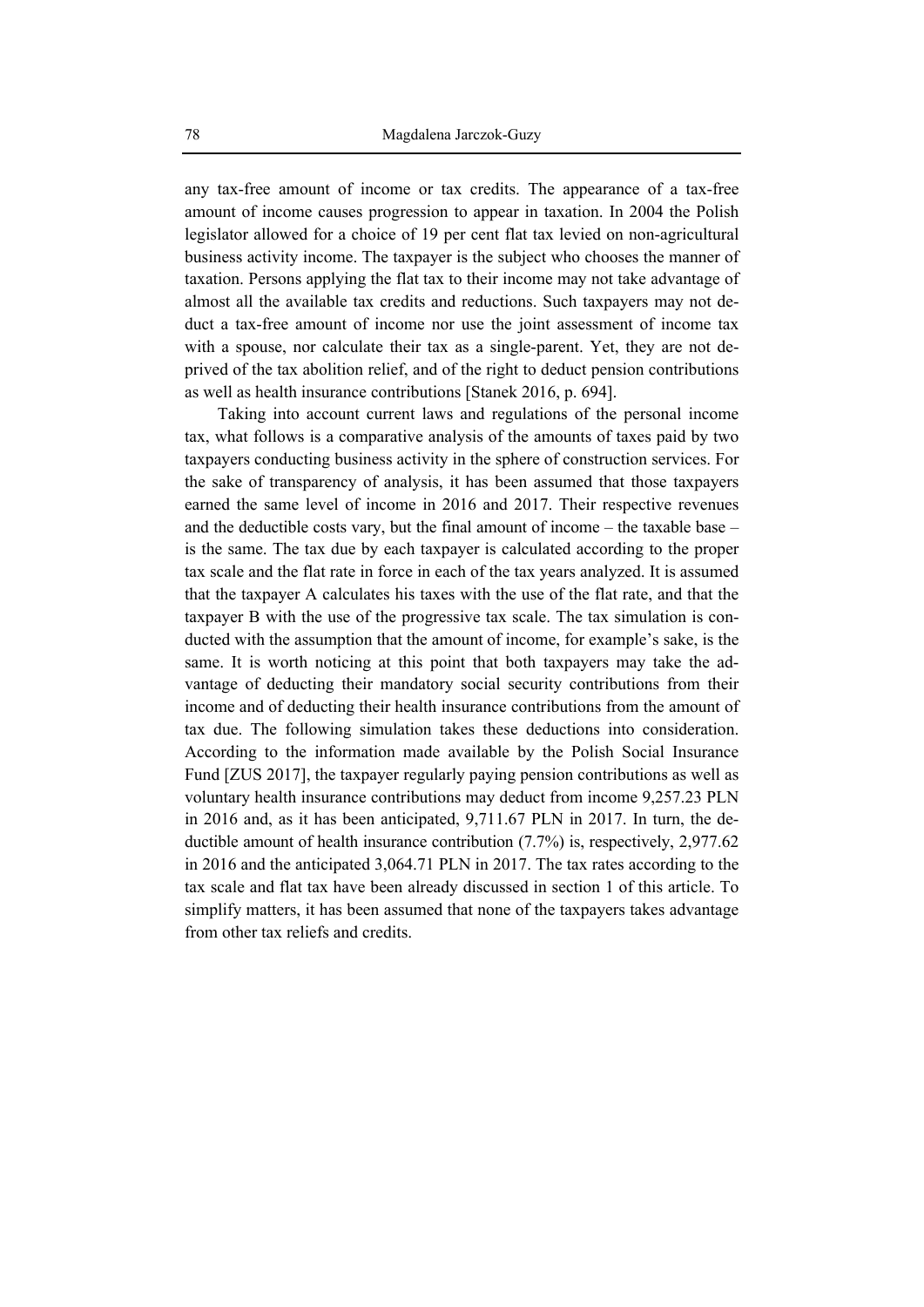any tax-free amount of income or tax credits. The appearance of a tax-free amount of income causes progression to appear in taxation. In 2004 the Polish legislator allowed for a choice of 19 per cent flat tax levied on non-agricultural business activity income. The taxpayer is the subject who chooses the manner of taxation. Persons applying the flat tax to their income may not take advantage of almost all the available tax credits and reductions. Such taxpayers may not deduct a tax-free amount of income nor use the joint assessment of income tax with a spouse, nor calculate their tax as a single-parent. Yet, they are not deprived of the tax abolition relief, and of the right to deduct pension contributions as well as health insurance contributions [Stanek 2016, p. 694].

Taking into account current laws and regulations of the personal income tax, what follows is a comparative analysis of the amounts of taxes paid by two taxpayers conducting business activity in the sphere of construction services. For the sake of transparency of analysis, it has been assumed that those taxpayers earned the same level of income in 2016 and 2017. Their respective revenues and the deductible costs vary, but the final amount of income – the taxable base – is the same. The tax due by each taxpayer is calculated according to the proper tax scale and the flat rate in force in each of the tax years analyzed. It is assumed that the taxpayer A calculates his taxes with the use of the flat rate, and that the taxpayer B with the use of the progressive tax scale. The tax simulation is conducted with the assumption that the amount of income, for example's sake, is the same. It is worth noticing at this point that both taxpayers may take the advantage of deducting their mandatory social security contributions from their income and of deducting their health insurance contributions from the amount of tax due. The following simulation takes these deductions into consideration. According to the information made available by the Polish Social Insurance Fund [ZUS 2017], the taxpayer regularly paying pension contributions as well as voluntary health insurance contributions may deduct from income 9,257.23 PLN in 2016 and, as it has been anticipated, 9,711.67 PLN in 2017. In turn, the deductible amount of health insurance contribution (7.7%) is, respectively, 2,977.62 in 2016 and the anticipated 3,064.71 PLN in 2017. The tax rates according to the tax scale and flat tax have been already discussed in section 1 of this article. To simplify matters, it has been assumed that none of the taxpayers takes advantage from other tax reliefs and credits.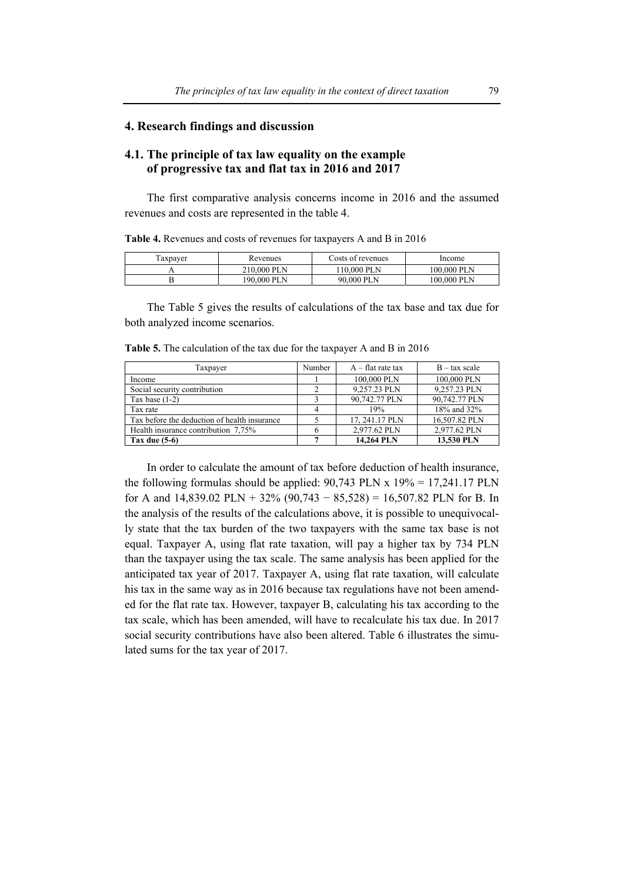## 4. Research findings and discussion

### 4.1. The principle of tax law equality on the example of progressive tax and flat tax in 2016 and 2017

The first comparative analysis concerns income in 2016 and the assumed revenues and costs are represented in the table 4.

**Table 4.** Revenues and costs of revenues for taxpayers A and B in 2016

| Taxpayer | Revenues | Costs of revenues | Income |
|---|---|---|---|
| A | 210,000 PLN | 110,000 PLN | 100,000 PLN |
| B | 190,000 PLN | 90,000 PLN | 100,000 PLN |

The Table 5 gives the results of calculations of the tax base and tax due for both analyzed income scenarios.

**Table 5.** The calculation of the tax due for the taxpayer A and B in 2016

| Taxpayer | Number | A – flat rate tax | B – tax scale |
|---|---|---|---|
| Income | 1 | 100,000 PLN | 100,000 PLN |
| Social security contribution | 2 | 9,257.23 PLN | 9,257.23 PLN |
| Tax base (1-2) | 3 | 90,742.77 PLN | 90,742.77 PLN |
| Tax rate | 4 | 19% | 18% and 32% |
| Tax before the deduction of health insurance | 5 | 17, 241.17 PLN | 16,507.82 PLN |
| Health insurance contribution 7,75% | 6 | 2,977.62 PLN | 2,977.62 PLN |
| **Tax due (5-6)** | **7** | **14,264 PLN** | **13,530 PLN** |

In order to calculate the amount of tax before deduction of health insurance, the following formulas should be applied: 90,743 PLN x 19% = 17,241.17 PLN for A and 14,839.02 PLN + 32% (90,743 − 85,528) = 16,507.82 PLN for B. In the analysis of the results of the calculations above, it is possible to unequivocally state that the tax burden of the two taxpayers with the same tax base is not equal. Taxpayer A, using flat rate taxation, will pay a higher tax by 734 PLN than the taxpayer using the tax scale. The same analysis has been applied for the anticipated tax year of 2017. Taxpayer A, using flat rate taxation, will calculate his tax in the same way as in 2016 because tax regulations have not been amended for the flat rate tax. However, taxpayer B, calculating his tax according to the tax scale, which has been amended, will have to recalculate his tax due. In 2017 social security contributions have also been altered. Table 6 illustrates the simulated sums for the tax year of 2017.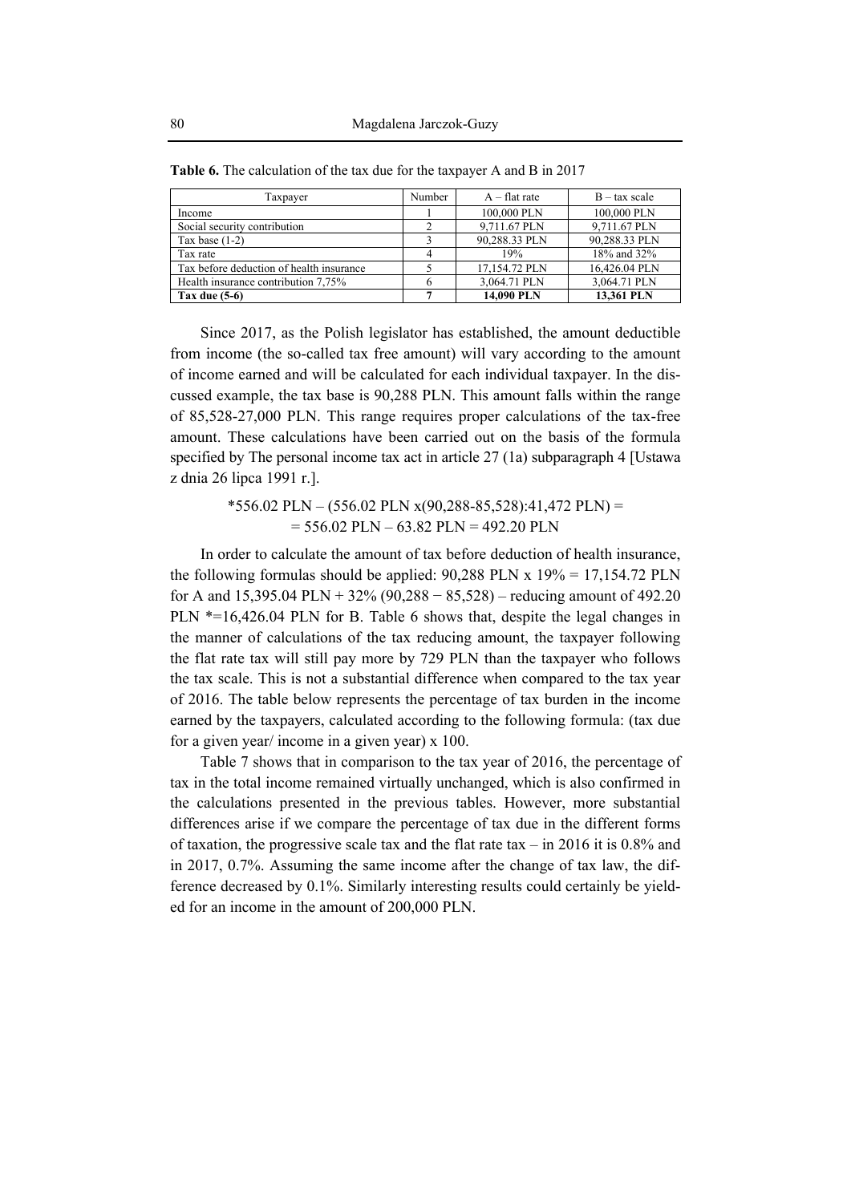**Table 6.** The calculation of the tax due for the taxpayer A and B in 2017

| Taxpayer | Number | A – flat rate | B – tax scale |
|---|---|---|---|
| Income | 1 | 100,000 PLN | 100,000 PLN |
| Social security contribution | 2 | 9,711.67 PLN | 9,711.67 PLN |
| Tax base (1-2) | 3 | 90,288.33 PLN | 90,288.33 PLN |
| Tax rate | 4 | 19% | 18% and 32% |
| Tax before deduction of health insurance | 5 | 17,154.72 PLN | 16,426.04 PLN |
| Health insurance contribution 7,75% | 6 | 3,064.71 PLN | 3,064.71 PLN |
| **Tax due (5-6)** | **7** | **14,090 PLN** | **13,361 PLN** |

Since 2017, as the Polish legislator has established, the amount deductible from income (the so-called tax free amount) will vary according to the amount of income earned and will be calculated for each individual taxpayer. In the discussed example, the tax base is 90,288 PLN. This amount falls within the range of 85,528-27,000 PLN. This range requires proper calculations of the tax-free amount. These calculations have been carried out on the basis of the formula specified by The personal income tax act in article 27 (1a) subparagraph 4 [Ustawa z dnia 26 lipca 1991 r.].

*556.02 PLN – (556.02 PLN x(90,288-85,528):41,472 PLN) =
= 556.02 PLN – 63.82 PLN = 492.20 PLN

In order to calculate the amount of tax before deduction of health insurance, the following formulas should be applied: 90,288 PLN x 19% = 17,154.72 PLN for A and 15,395.04 PLN + 32% (90,288 − 85,528) – reducing amount of 492.20 PLN *=16,426.04 PLN for B. Table 6 shows that, despite the legal changes in the manner of calculations of the tax reducing amount, the taxpayer following the flat rate tax will still pay more by 729 PLN than the taxpayer who follows the tax scale. This is not a substantial difference when compared to the tax year of 2016. The table below represents the percentage of tax burden in the income earned by the taxpayers, calculated according to the following formula: (tax due for a given year/ income in a given year) x 100.

Table 7 shows that in comparison to the tax year of 2016, the percentage of tax in the total income remained virtually unchanged, which is also confirmed in the calculations presented in the previous tables. However, more substantial differences arise if we compare the percentage of tax due in the different forms of taxation, the progressive scale tax and the flat rate tax – in 2016 it is 0.8% and in 2017, 0.7%. Assuming the same income after the change of tax law, the difference decreased by 0.1%. Similarly interesting results could certainly be yielded for an income in the amount of 200,000 PLN.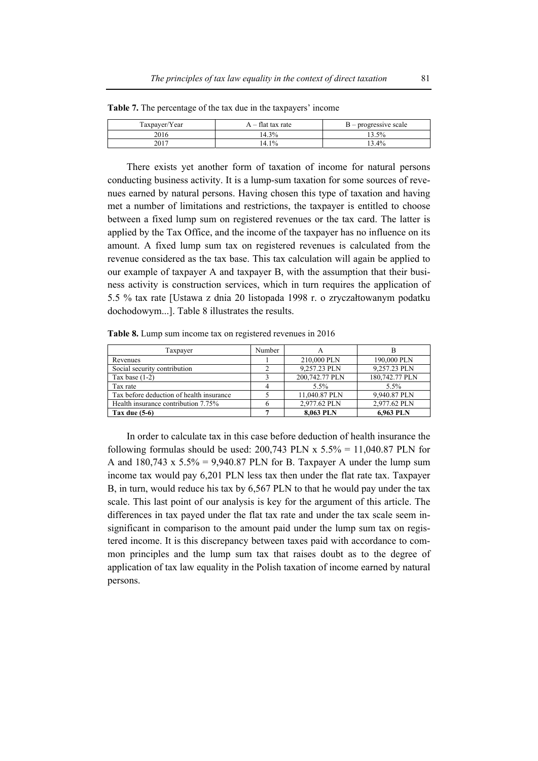**Table 7.** The percentage of the tax due in the taxpayers' income

| Taxpayer/Year | A – flat tax rate | B – progressive scale |
|---|---|---|
| 2016 | 14.3% | 13.5% |
| 2017 | 14.1% | 13.4% |

There exists yet another form of taxation of income for natural persons conducting business activity. It is a lump-sum taxation for some sources of revenues earned by natural persons. Having chosen this type of taxation and having met a number of limitations and restrictions, the taxpayer is entitled to choose between a fixed lump sum on registered revenues or the tax card. The latter is applied by the Tax Office, and the income of the taxpayer has no influence on its amount. A fixed lump sum tax on registered revenues is calculated from the revenue considered as the tax base. This tax calculation will again be applied to our example of taxpayer A and taxpayer B, with the assumption that their business activity is construction services, which in turn requires the application of 5.5 % tax rate [Ustawa z dnia 20 listopada 1998 r. o zryczałtowanym podatku dochodowym...]. Table 8 illustrates the results.

**Table 8.** Lump sum income tax on registered revenues in 2016

| Taxpayer | Number | A | B |
|---|---|---|---|
| Revenues | 1 | 210,000 PLN | 190,000 PLN |
| Social security contribution | 2 | 9,257.23 PLN | 9,257.23 PLN |
| Tax base (1-2) | 3 | 200,742.77 PLN | 180,742.77 PLN |
| Tax rate | 4 | 5.5% | 5.5% |
| Tax before deduction of health insurance | 5 | 11,040.87 PLN | 9,940.87 PLN |
| Health insurance contribution 7.75% | 6 | 2,977.62 PLN | 2,977.62 PLN |
| **Tax due (5-6)** | **7** | **8,063 PLN** | **6,963 PLN** |

In order to calculate tax in this case before deduction of health insurance the following formulas should be used: 200,743 PLN x 5.5% = 11,040.87 PLN for A and 180,743 x 5.5% = 9,940.87 PLN for B. Taxpayer A under the lump sum income tax would pay 6,201 PLN less tax then under the flat rate tax. Taxpayer B, in turn, would reduce his tax by 6,567 PLN to that he would pay under the tax scale. This last point of our analysis is key for the argument of this article. The differences in tax payed under the flat tax rate and under the tax scale seem insignificant in comparison to the amount paid under the lump sum tax on registered income. It is this discrepancy between taxes paid with accordance to common principles and the lump sum tax that raises doubt as to the degree of application of tax law equality in the Polish taxation of income earned by natural persons.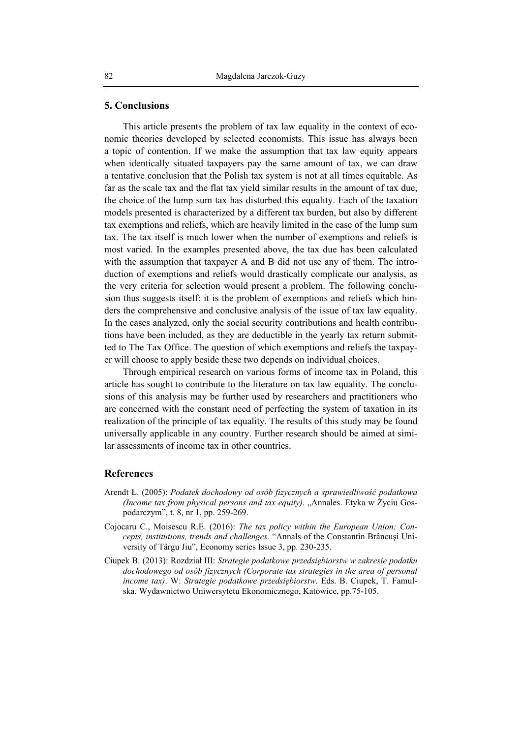## 5. Conclusions

This article presents the problem of tax law equality in the context of economic theories developed by selected economists. This issue has always been a topic of contention. If we make the assumption that tax law equity appears when identically situated taxpayers pay the same amount of tax, we can draw a tentative conclusion that the Polish tax system is not at all times equitable. As far as the scale tax and the flat tax yield similar results in the amount of tax due, the choice of the lump sum tax has disturbed this equality. Each of the taxation models presented is characterized by a different tax burden, but also by different tax exemptions and reliefs, which are heavily limited in the case of the lump sum tax. The tax itself is much lower when the number of exemptions and reliefs is most varied. In the examples presented above, the tax due has been calculated with the assumption that taxpayer A and B did not use any of them. The introduction of exemptions and reliefs would drastically complicate our analysis, as the very criteria for selection would present a problem. The following conclusion thus suggests itself: it is the problem of exemptions and reliefs which hinders the comprehensive and conclusive analysis of the issue of tax law equality. In the cases analyzed, only the social security contributions and health contributions have been included, as they are deductible in the yearly tax return submitted to The Tax Office. The question of which exemptions and reliefs the taxpayer will choose to apply beside these two depends on individual choices.

Through empirical research on various forms of income tax in Poland, this article has sought to contribute to the literature on tax law equality. The conclusions of this analysis may be further used by researchers and practitioners who are concerned with the constant need of perfecting the system of taxation in its realization of the principle of tax equality. The results of this study may be found universally applicable in any country. Further research should be aimed at similar assessments of income tax in other countries.

## References

Arendt Ł. (2005): *Podatek dochodowy od osób fizycznych a sprawiedliwość podatkowa (Income tax from physical persons and tax equity)*. „Annales. Etyka w Życiu Gospodarczym", t. 8, nr 1, pp. 259-269.

Cojocaru C., Moisescu R.E. (2016): *The tax policy within the European Union: Concepts, institutions, trends and challenges.* "Annals of the Constantin Brâncuşi University of Târgu Jiu", Economy series Issue 3, pp. 230-235.

Ciupek B. (2013): Rozdział III: *Strategie podatkowe przedsiębiorstw w zakresie podatku dochodowego od osób fizycznych (Corporate tax strategies in the area of personal income tax)*. W: *Strategie podatkowe przedsiębiorstw*. Eds. B. Ciupek, T. Famulska. Wydawnictwo Uniwersytetu Ekonomicznego, Katowice, pp.75-105.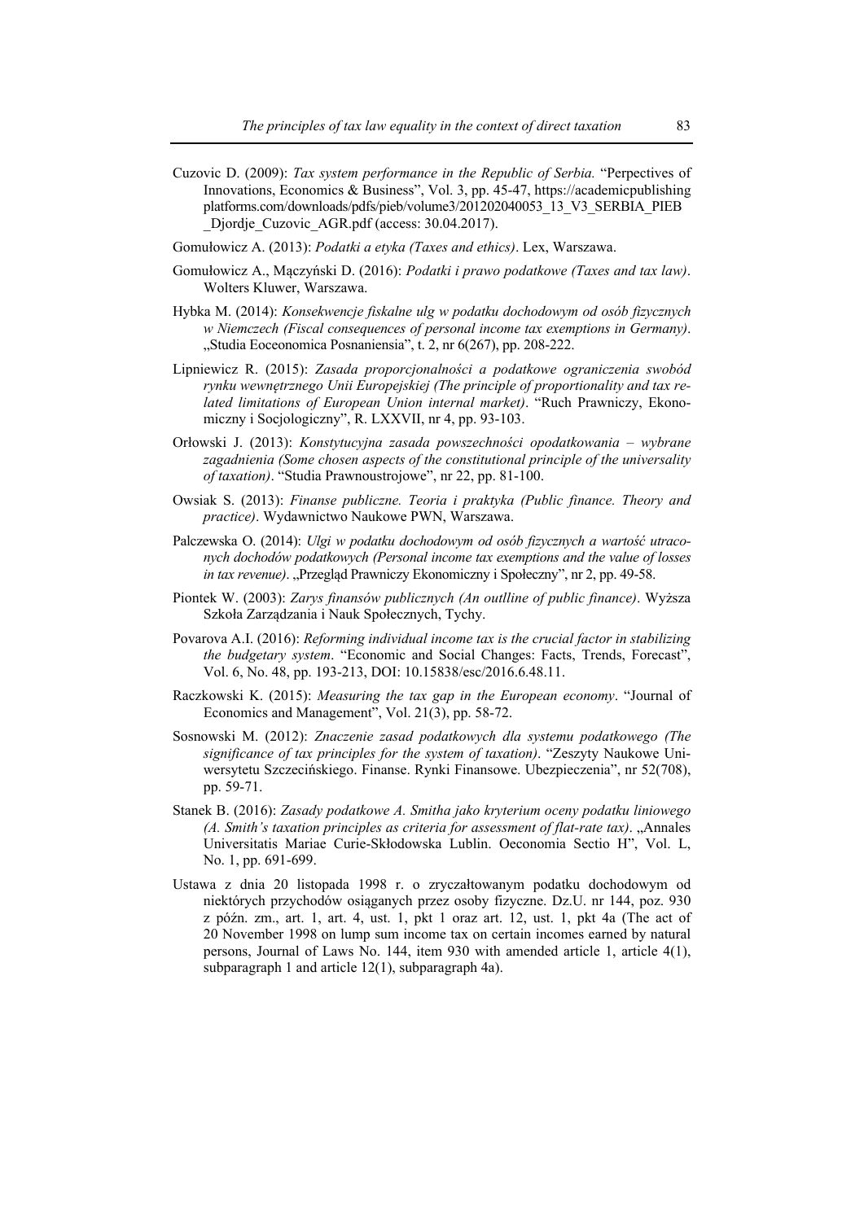Cuzovic D. (2009): *Tax system performance in the Republic of Serbia.* "Perpectives of Innovations, Economics & Business", Vol. 3, pp. 45-47, https://academicpublishing platforms.com/downloads/pdfs/pieb/volume3/201202040053_13_V3_SERBIA_PIEB _Djordje_Cuzovic_AGR.pdf (access: 30.04.2017).

Gomułowicz A. (2013): *Podatki a etyka (Taxes and ethics)*. Lex, Warszawa.

Gomułowicz A., Mączyński D. (2016): *Podatki i prawo podatkowe (Taxes and tax law)*. Wolters Kluwer, Warszawa.

Hybka M. (2014): *Konsekwencje fiskalne ulg w podatku dochodowym od osób fizycznych w Niemczech (Fiscal consequences of personal income tax exemptions in Germany)*. „Studia Eoceonomica Posnaniensia", t. 2, nr 6(267), pp. 208-222.

Lipniewicz R. (2015): *Zasada proporcjonalności a podatkowe ograniczenia swobód rynku wewnętrznego Unii Europejskiej (The principle of proportionality and tax related limitations of European Union internal market)*. "Ruch Prawniczy, Ekonomiczny i Socjologiczny", R. LXXVII, nr 4, pp. 93-103.

Orłowski J. (2013): *Konstytucyjna zasada powszechności opodatkowania – wybrane zagadnienia (Some chosen aspects of the constitutional principle of the universality of taxation)*. "Studia Prawnoustrojowe", nr 22, pp. 81-100.

Owsiak S. (2013): *Finanse publiczne. Teoria i praktyka (Public finance. Theory and practice)*. Wydawnictwo Naukowe PWN, Warszawa.

Palczewska O. (2014): *Ulgi w podatku dochodowym od osób fizycznych a wartość utraconych dochodów podatkowych (Personal income tax exemptions and the value of losses in tax revenue)*. „Przegląd Prawniczy Ekonomiczny i Społeczny", nr 2, pp. 49-58.

Piontek W. (2003): *Zarys finansów publicznych (An outlline of public finance)*. Wyższa Szkoła Zarządzania i Nauk Społecznych, Tychy.

Povarova A.I. (2016): *Reforming individual income tax is the crucial factor in stabilizing the budgetary system*. "Economic and Social Changes: Facts, Trends, Forecast", Vol. 6, No. 48, pp. 193-213, DOI: 10.15838/esc/2016.6.48.11.

Raczkowski K. (2015): *Measuring the tax gap in the European economy*. "Journal of Economics and Management", Vol. 21(3), pp. 58-72.

Sosnowski M. (2012): *Znaczenie zasad podatkowych dla systemu podatkowego (The significance of tax principles for the system of taxation)*. "Zeszyty Naukowe Uniwersytetu Szczecińskiego. Finanse. Rynki Finansowe. Ubezpieczenia", nr 52(708), pp. 59-71.

Stanek B. (2016): *Zasady podatkowe A. Smitha jako kryterium oceny podatku liniowego (A. Smith's taxation principles as criteria for assessment of flat-rate tax)*. „Annales Universitatis Mariae Curie-Skłodowska Lublin. Oeconomia Sectio H", Vol. L, No. 1, pp. 691-699.

Ustawa z dnia 20 listopada 1998 r. o zryczałtowanym podatku dochodowym od niektórych przychodów osiąganych przez osoby fizyczne. Dz.U. nr 144, poz. 930 z późn. zm., art. 1, art. 4, ust. 1, pkt 1 oraz art. 12, ust. 1, pkt 4a (The act of 20 November 1998 on lump sum income tax on certain incomes earned by natural persons, Journal of Laws No. 144, item 930 with amended article 1, article 4(1), subparagraph 1 and article 12(1), subparagraph 4a).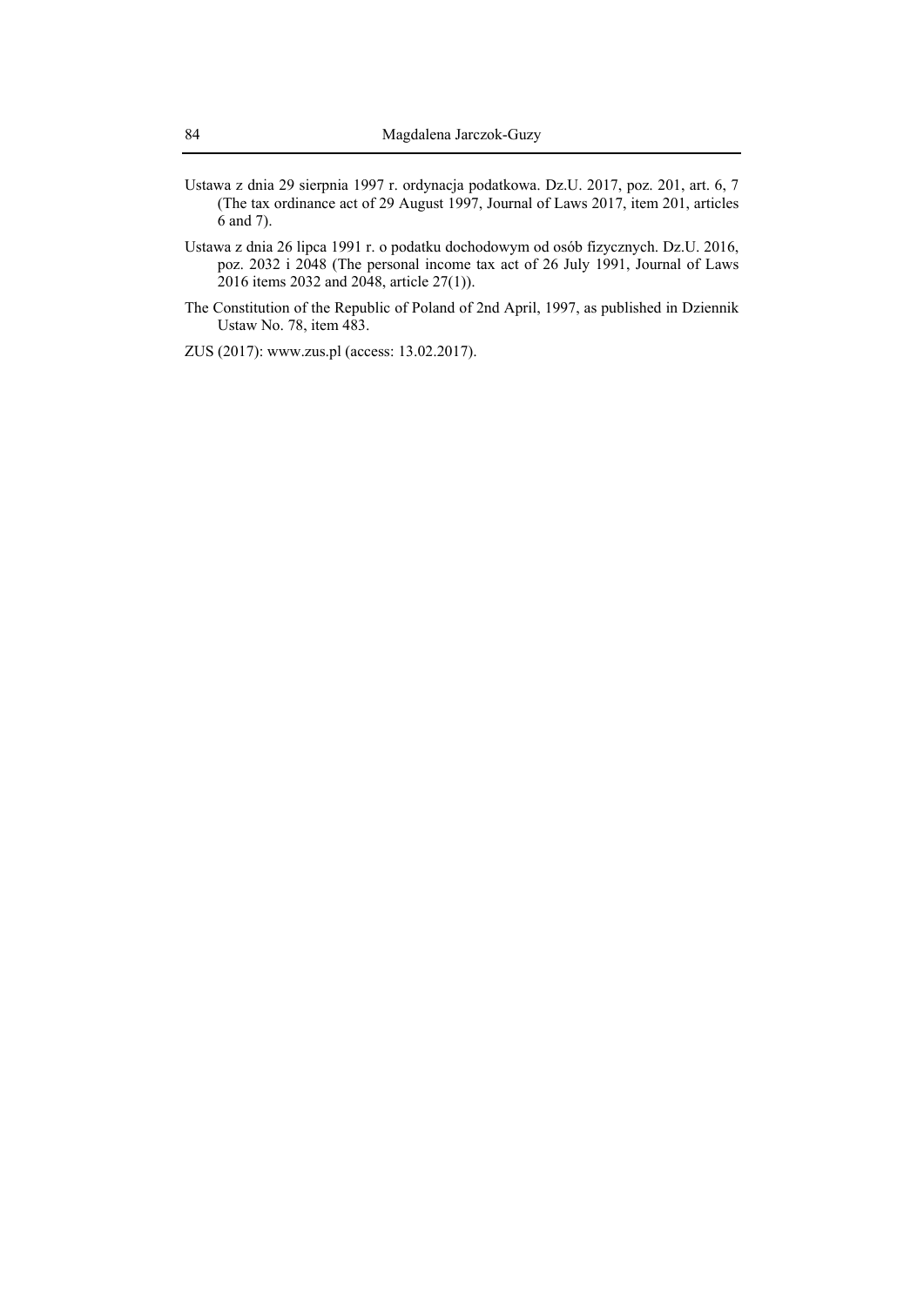Ustawa z dnia 29 sierpnia 1997 r. ordynacja podatkowa. Dz.U. 2017, poz. 201, art. 6, 7 (The tax ordinance act of 29 August 1997, Journal of Laws 2017, item 201, articles 6 and 7).

Ustawa z dnia 26 lipca 1991 r. o podatku dochodowym od osób fizycznych. Dz.U. 2016, poz. 2032 i 2048 (The personal income tax act of 26 July 1991, Journal of Laws 2016 items 2032 and 2048, article 27(1)).

The Constitution of the Republic of Poland of 2nd April, 1997, as published in Dziennik Ustaw No. 78, item 483.

ZUS (2017): www.zus.pl (access: 13.02.2017).